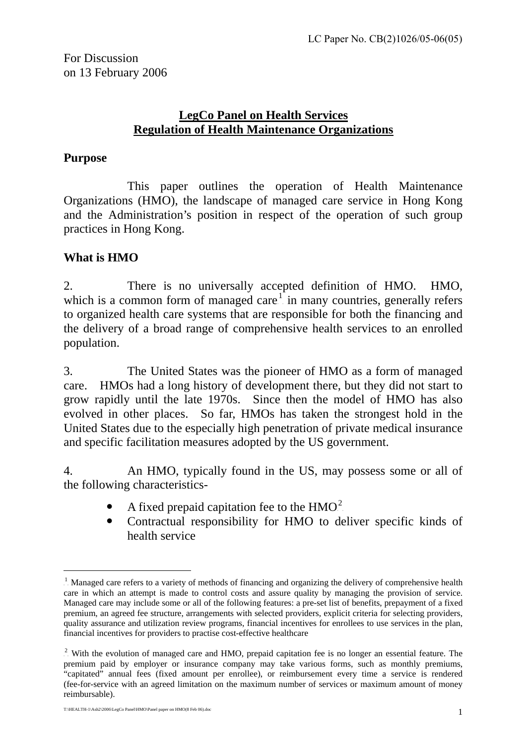LC Paper No. CB(2)1026/05-06(05)

For Discussion
on 13 February 2006

# LegCo Panel on Health Services
# Regulation of Health Maintenance Organizations

## Purpose

This paper outlines the operation of Health Maintenance Organizations (HMO), the landscape of managed care service in Hong Kong and the Administration's position in respect of the operation of such group practices in Hong Kong.

## What is HMO

2. There is no universally accepted definition of HMO. HMO, which is a common form of managed care[1] in many countries, generally refers to organized health care systems that are responsible for both the financing and the delivery of a broad range of comprehensive health services to an enrolled population.

3. The United States was the pioneer of HMO as a form of managed care. HMOs had a long history of development there, but they did not start to grow rapidly until the late 1970s. Since then the model of HMO has also evolved in other places. So far, HMOs has taken the strongest hold in the United States due to the especially high penetration of private medical insurance and specific facilitation measures adopted by the US government.

4. An HMO, typically found in the US, may possess some or all of the following characteristics-

- A fixed prepaid capitation fee to the HMO[2]
- Contractual responsibility for HMO to deliver specific kinds of health service

---

[1] Managed care refers to a variety of methods of financing and organizing the delivery of comprehensive health care in which an attempt is made to control costs and assure quality by managing the provision of service. Managed care may include some or all of the following features: a pre-set list of benefits, prepayment of a fixed premium, an agreed fee structure, arrangements with selected providers, explicit criteria for selecting providers, quality assurance and utilization review programs, financial incentives for enrollees to use services in the plan, financial incentives for providers to practise cost-effective healthcare

[2] With the evolution of managed care and HMO, prepaid capitation fee is no longer an essential feature. The premium paid by employer or insurance company may take various forms, such as monthly premiums, "capitated" annual fees (fixed amount per enrollee), or reimbursement every time a service is rendered (fee-for-service with an agreed limitation on the maximum number of services or maximum amount of money reimbursable).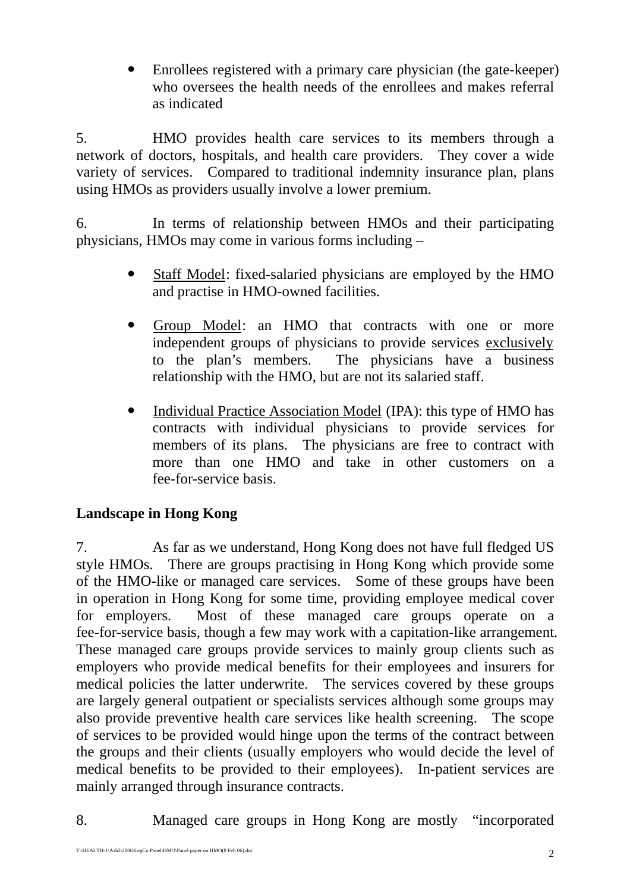- Enrollees registered with a primary care physician (the gate-keeper) who oversees the health needs of the enrollees and makes referral as indicated

5. HMO provides health care services to its members through a network of doctors, hospitals, and health care providers. They cover a wide variety of services. Compared to traditional indemnity insurance plan, plans using HMOs as providers usually involve a lower premium.

6. In terms of relationship between HMOs and their participating physicians, HMOs may come in various forms including –

- <u>Staff Model</u>: fixed-salaried physicians are employed by the HMO and practise in HMO-owned facilities.

- <u>Group Model</u>: an HMO that contracts with one or more independent groups of physicians to provide services <u>exclusively</u> to the plan's members. The physicians have a business relationship with the HMO, but are not its salaried staff.

- <u>Individual Practice Association Model</u> (IPA): this type of HMO has contracts with individual physicians to provide services for members of its plans. The physicians are free to contract with more than one HMO and take in other customers on a fee-for-service basis.

**Landscape in Hong Kong**

7. As far as we understand, Hong Kong does not have full fledged US style HMOs. There are groups practising in Hong Kong which provide some of the HMO-like or managed care services. Some of these groups have been in operation in Hong Kong for some time, providing employee medical cover for employers. Most of these managed care groups operate on a fee-for-service basis, though a few may work with a capitation-like arrangement. These managed care groups provide services to mainly group clients such as employers who provide medical benefits for their employees and insurers for medical policies the latter underwrite. The services covered by these groups are largely general outpatient or specialists services although some groups may also provide preventive health care services like health screening. The scope of services to be provided would hinge upon the terms of the contract between the groups and their clients (usually employers who would decide the level of medical benefits to be provided to their employees). In-patient services are mainly arranged through insurance contracts.

8. Managed care groups in Hong Kong are mostly "incorporated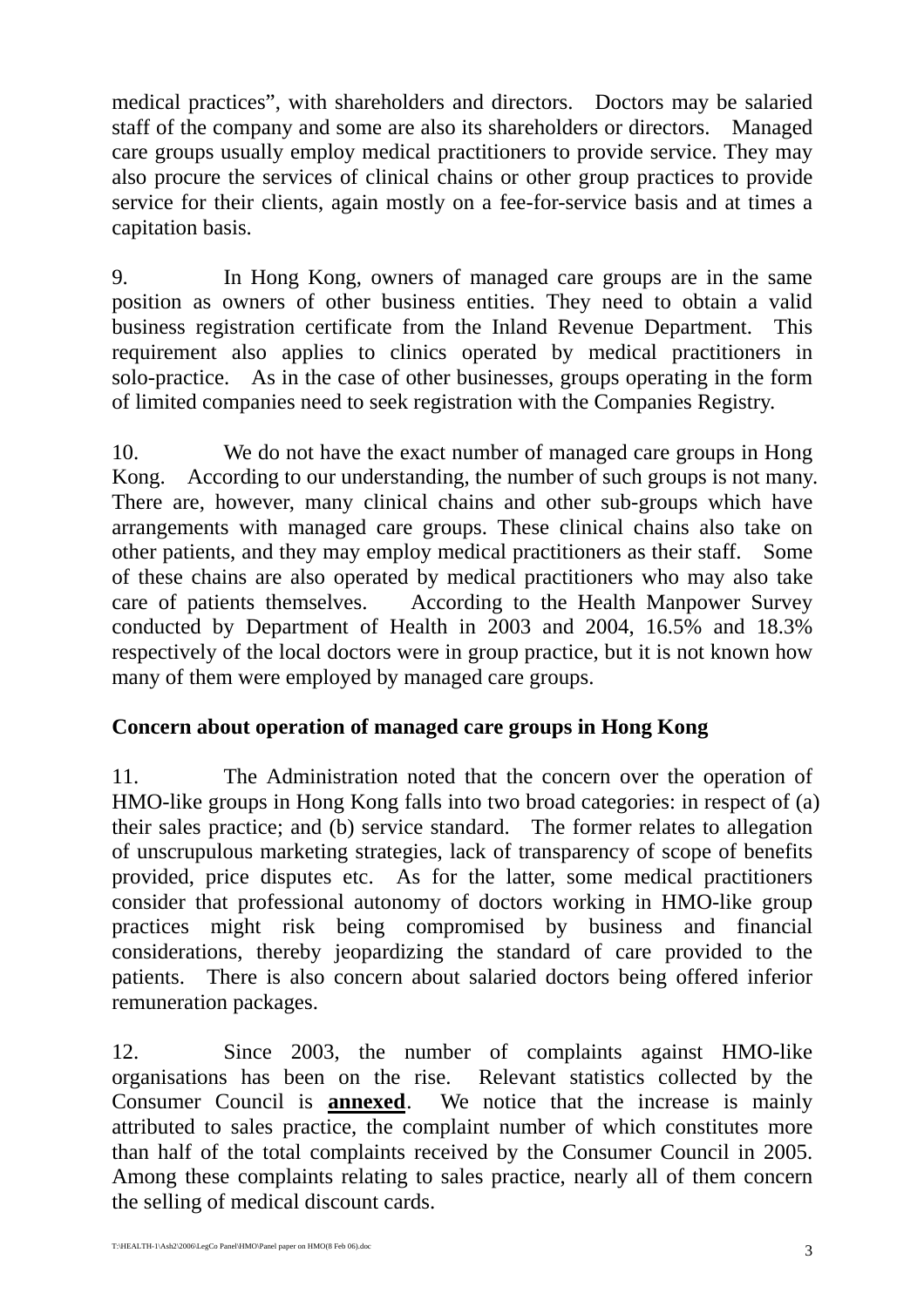medical practices", with shareholders and directors. Doctors may be salaried staff of the company and some are also its shareholders or directors. Managed care groups usually employ medical practitioners to provide service. They may also procure the services of clinical chains or other group practices to provide service for their clients, again mostly on a fee-for-service basis and at times a capitation basis.

9. In Hong Kong, owners of managed care groups are in the same position as owners of other business entities. They need to obtain a valid business registration certificate from the Inland Revenue Department. This requirement also applies to clinics operated by medical practitioners in solo-practice. As in the case of other businesses, groups operating in the form of limited companies need to seek registration with the Companies Registry.

10. We do not have the exact number of managed care groups in Hong Kong. According to our understanding, the number of such groups is not many. There are, however, many clinical chains and other sub-groups which have arrangements with managed care groups. These clinical chains also take on other patients, and they may employ medical practitioners as their staff. Some of these chains are also operated by medical practitioners who may also take care of patients themselves. According to the Health Manpower Survey conducted by Department of Health in 2003 and 2004, 16.5% and 18.3% respectively of the local doctors were in group practice, but it is not known how many of them were employed by managed care groups.

**Concern about operation of managed care groups in Hong Kong**

11. The Administration noted that the concern over the operation of HMO-like groups in Hong Kong falls into two broad categories: in respect of (a) their sales practice; and (b) service standard. The former relates to allegation of unscrupulous marketing strategies, lack of transparency of scope of benefits provided, price disputes etc. As for the latter, some medical practitioners consider that professional autonomy of doctors working in HMO-like group practices might risk being compromised by business and financial considerations, thereby jeopardizing the standard of care provided to the patients. There is also concern about salaried doctors being offered inferior remuneration packages.

12. Since 2003, the number of complaints against HMO-like organisations has been on the rise. Relevant statistics collected by the Consumer Council is **annexed**. We notice that the increase is mainly attributed to sales practice, the complaint number of which constitutes more than half of the total complaints received by the Consumer Council in 2005. Among these complaints relating to sales practice, nearly all of them concern the selling of medical discount cards.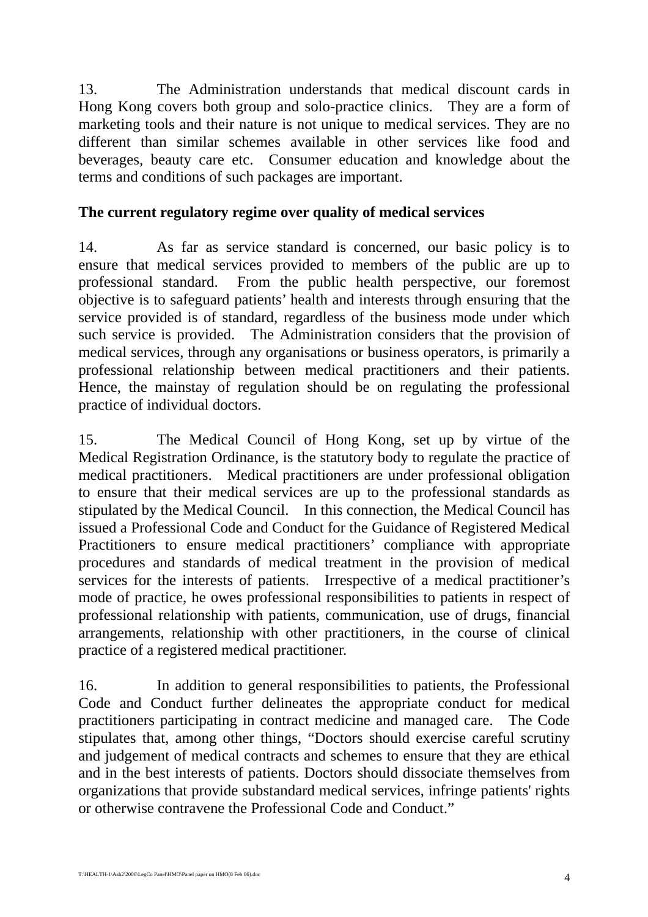13. The Administration understands that medical discount cards in Hong Kong covers both group and solo-practice clinics. They are a form of marketing tools and their nature is not unique to medical services. They are no different than similar schemes available in other services like food and beverages, beauty care etc. Consumer education and knowledge about the terms and conditions of such packages are important.

**The current regulatory regime over quality of medical services**

14. As far as service standard is concerned, our basic policy is to ensure that medical services provided to members of the public are up to professional standard. From the public health perspective, our foremost objective is to safeguard patients' health and interests through ensuring that the service provided is of standard, regardless of the business mode under which such service is provided. The Administration considers that the provision of medical services, through any organisations or business operators, is primarily a professional relationship between medical practitioners and their patients. Hence, the mainstay of regulation should be on regulating the professional practice of individual doctors.

15. The Medical Council of Hong Kong, set up by virtue of the Medical Registration Ordinance, is the statutory body to regulate the practice of medical practitioners. Medical practitioners are under professional obligation to ensure that their medical services are up to the professional standards as stipulated by the Medical Council. In this connection, the Medical Council has issued a Professional Code and Conduct for the Guidance of Registered Medical Practitioners to ensure medical practitioners' compliance with appropriate procedures and standards of medical treatment in the provision of medical services for the interests of patients. Irrespective of a medical practitioner's mode of practice, he owes professional responsibilities to patients in respect of professional relationship with patients, communication, use of drugs, financial arrangements, relationship with other practitioners, in the course of clinical practice of a registered medical practitioner.

16. In addition to general responsibilities to patients, the Professional Code and Conduct further delineates the appropriate conduct for medical practitioners participating in contract medicine and managed care. The Code stipulates that, among other things, "Doctors should exercise careful scrutiny and judgement of medical contracts and schemes to ensure that they are ethical and in the best interests of patients. Doctors should dissociate themselves from organizations that provide substandard medical services, infringe patients' rights or otherwise contravene the Professional Code and Conduct."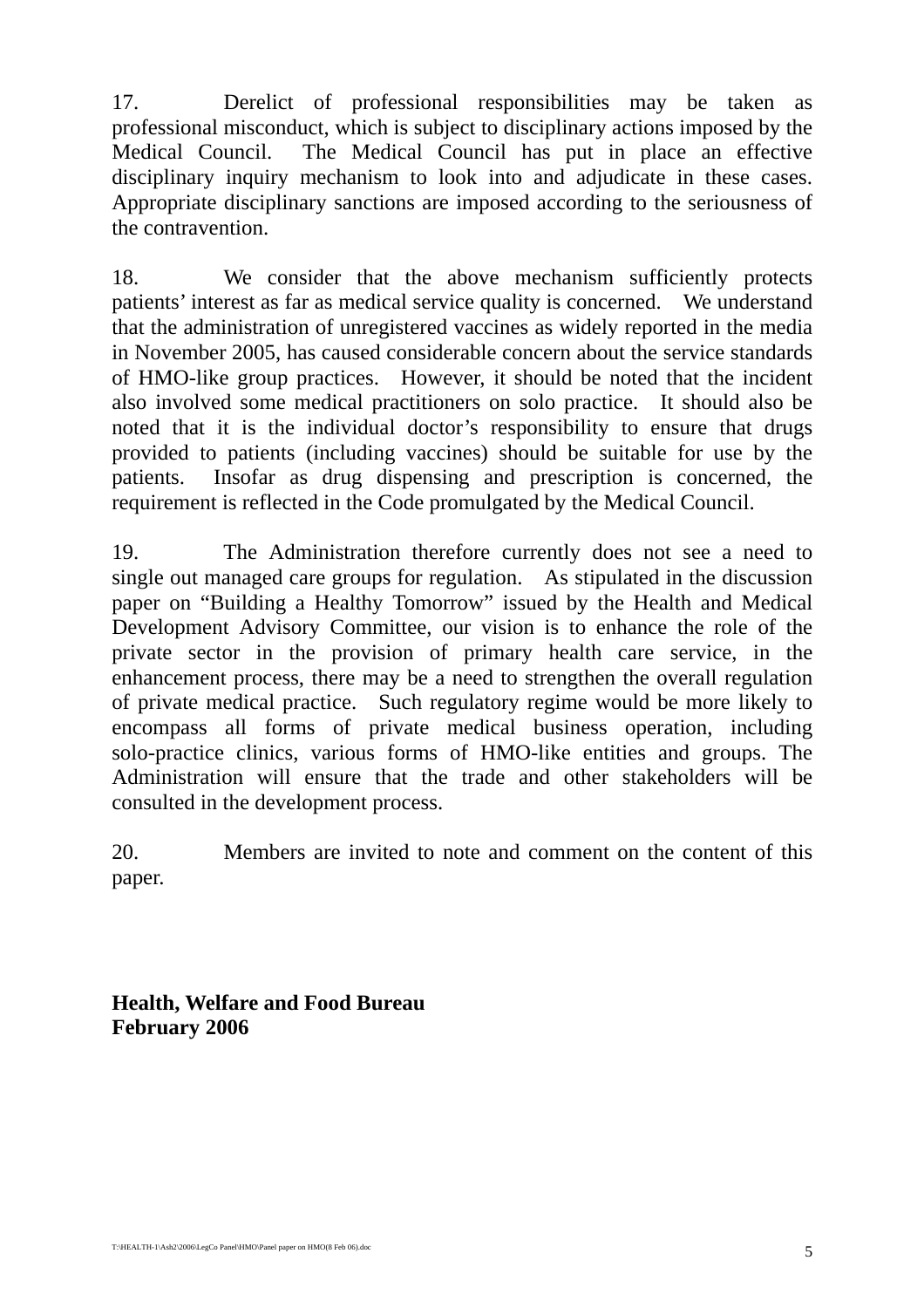17. Derelict of professional responsibilities may be taken as professional misconduct, which is subject to disciplinary actions imposed by the Medical Council. The Medical Council has put in place an effective disciplinary inquiry mechanism to look into and adjudicate in these cases. Appropriate disciplinary sanctions are imposed according to the seriousness of the contravention.

18. We consider that the above mechanism sufficiently protects patients' interest as far as medical service quality is concerned. We understand that the administration of unregistered vaccines as widely reported in the media in November 2005, has caused considerable concern about the service standards of HMO-like group practices. However, it should be noted that the incident also involved some medical practitioners on solo practice. It should also be noted that it is the individual doctor's responsibility to ensure that drugs provided to patients (including vaccines) should be suitable for use by the patients. Insofar as drug dispensing and prescription is concerned, the requirement is reflected in the Code promulgated by the Medical Council.

19. The Administration therefore currently does not see a need to single out managed care groups for regulation. As stipulated in the discussion paper on "Building a Healthy Tomorrow" issued by the Health and Medical Development Advisory Committee, our vision is to enhance the role of the private sector in the provision of primary health care service, in the enhancement process, there may be a need to strengthen the overall regulation of private medical practice. Such regulatory regime would be more likely to encompass all forms of private medical business operation, including solo-practice clinics, various forms of HMO-like entities and groups. The Administration will ensure that the trade and other stakeholders will be consulted in the development process.

20. Members are invited to note and comment on the content of this paper.

**Health, Welfare and Food Bureau**
**February 2006**

T:\HEALTH-1\Ash2\2006\LegCo Panel\HMO\Panel paper on HMO(8 Feb 06).doc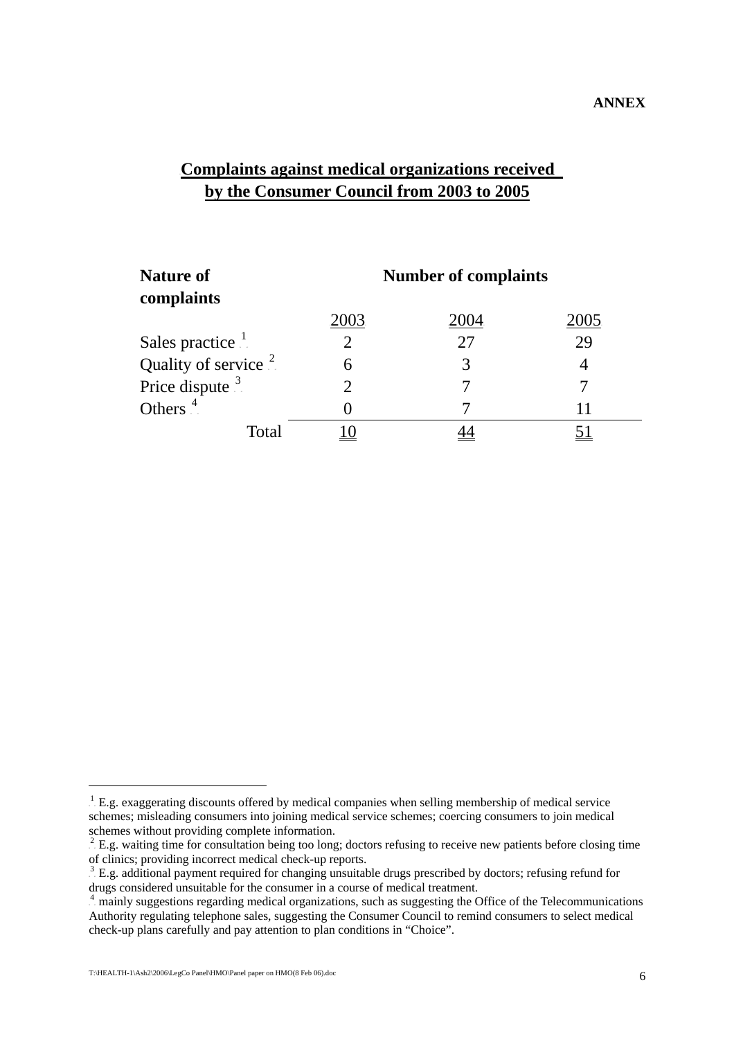**ANNEX**

## Complaints against medical organizations received by the Consumer Council from 2003 to 2005

| Nature of complaints | Number of complaints | | |
|---|---|---|---|
| | 2003 | 2004 | 2005 |
| Sales practice [1] | 2 | 27 | 29 |
| Quality of service [2] | 6 | 3 | 4 |
| Price dispute [3] | 2 | 7 | 7 |
| Others [4] | 0 | 7 | 11 |
| Total | 10 | 44 | 51 |

---

[1] E.g. exaggerating discounts offered by medical companies when selling membership of medical service schemes; misleading consumers into joining medical service schemes; coercing consumers to join medical schemes without providing complete information.

[2] E.g. waiting time for consultation being too long; doctors refusing to receive new patients before closing time of clinics; providing incorrect medical check-up reports.

[3] E.g. additional payment required for changing unsuitable drugs prescribed by doctors; refusing refund for drugs considered unsuitable for the consumer in a course of medical treatment.

[4] mainly suggestions regarding medical organizations, such as suggesting the Office of the Telecommunications Authority regulating telephone sales, suggesting the Consumer Council to remind consumers to select medical check-up plans carefully and pay attention to plan conditions in "Choice".